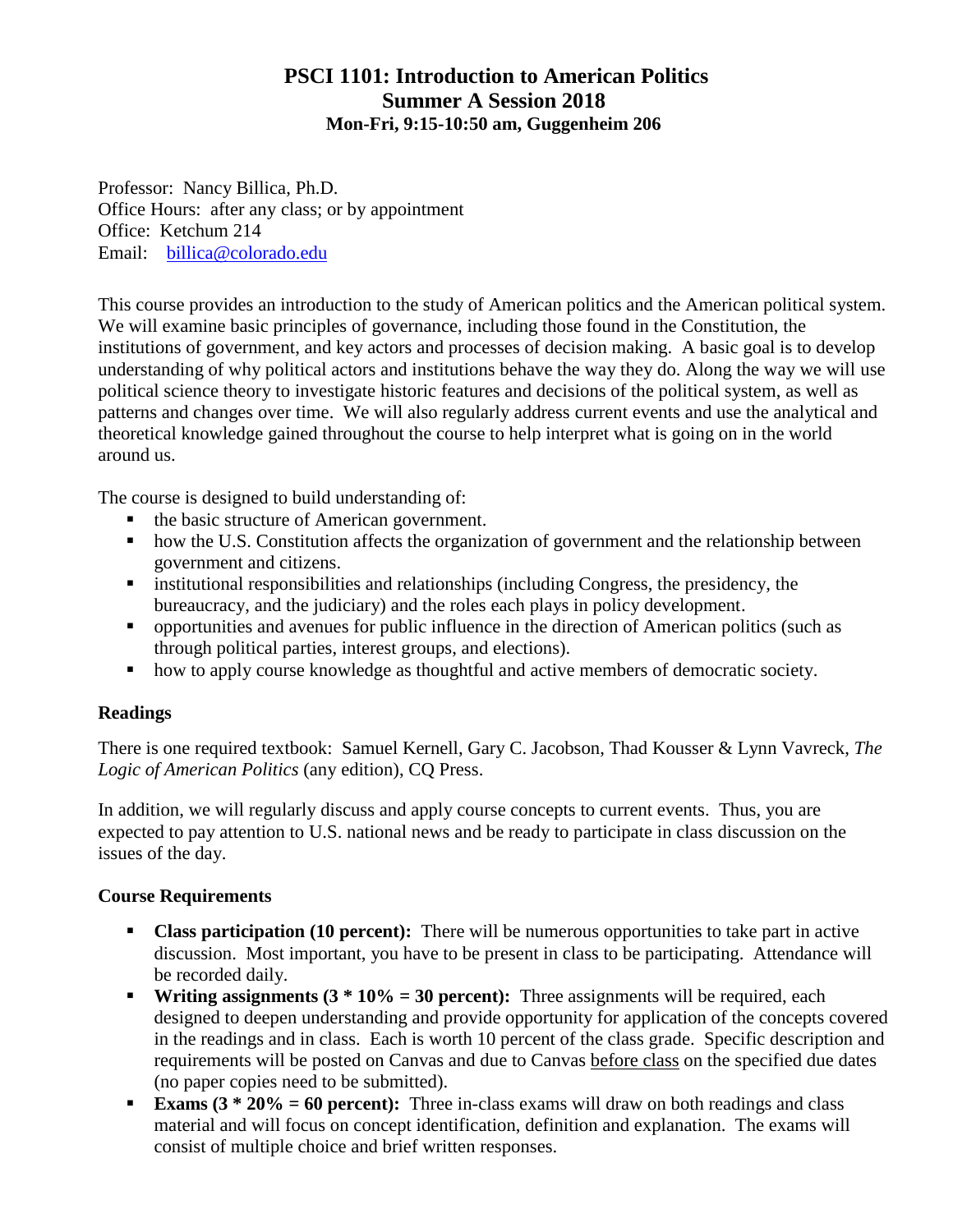# PSCI 1101: Introduction to American Politics
## Summer A Session 2018
### Mon-Fri, 9:15-10:50 am, Guggenheim 206

Professor: Nancy Billica, Ph.D.
Office Hours: after any class; or by appointment
Office: Ketchum 214
Email: billica@colorado.edu

This course provides an introduction to the study of American politics and the American political system. We will examine basic principles of governance, including those found in the Constitution, the institutions of government, and key actors and processes of decision making. A basic goal is to develop understanding of why political actors and institutions behave the way they do. Along the way we will use political science theory to investigate historic features and decisions of the political system, as well as patterns and changes over time. We will also regularly address current events and use the analytical and theoretical knowledge gained throughout the course to help interpret what is going on in the world around us.

The course is designed to build understanding of:

- the basic structure of American government.
- how the U.S. Constitution affects the organization of government and the relationship between government and citizens.
- institutional responsibilities and relationships (including Congress, the presidency, the bureaucracy, and the judiciary) and the roles each plays in policy development.
- opportunities and avenues for public influence in the direction of American politics (such as through political parties, interest groups, and elections).
- how to apply course knowledge as thoughtful and active members of democratic society.

### Readings

There is one required textbook: Samuel Kernell, Gary C. Jacobson, Thad Kousser & Lynn Vavreck, *The Logic of American Politics* (any edition), CQ Press.

In addition, we will regularly discuss and apply course concepts to current events. Thus, you are expected to pay attention to U.S. national news and be ready to participate in class discussion on the issues of the day.

### Course Requirements

- **Class participation (10 percent):** There will be numerous opportunities to take part in active discussion. Most important, you have to be present in class to be participating. Attendance will be recorded daily.
- **Writing assignments (3 * 10% = 30 percent):** Three assignments will be required, each designed to deepen understanding and provide opportunity for application of the concepts covered in the readings and in class. Each is worth 10 percent of the class grade. Specific description and requirements will be posted on Canvas and due to Canvas before class on the specified due dates (no paper copies need to be submitted).
- **Exams (3 * 20% = 60 percent):** Three in-class exams will draw on both readings and class material and will focus on concept identification, definition and explanation. The exams will consist of multiple choice and brief written responses.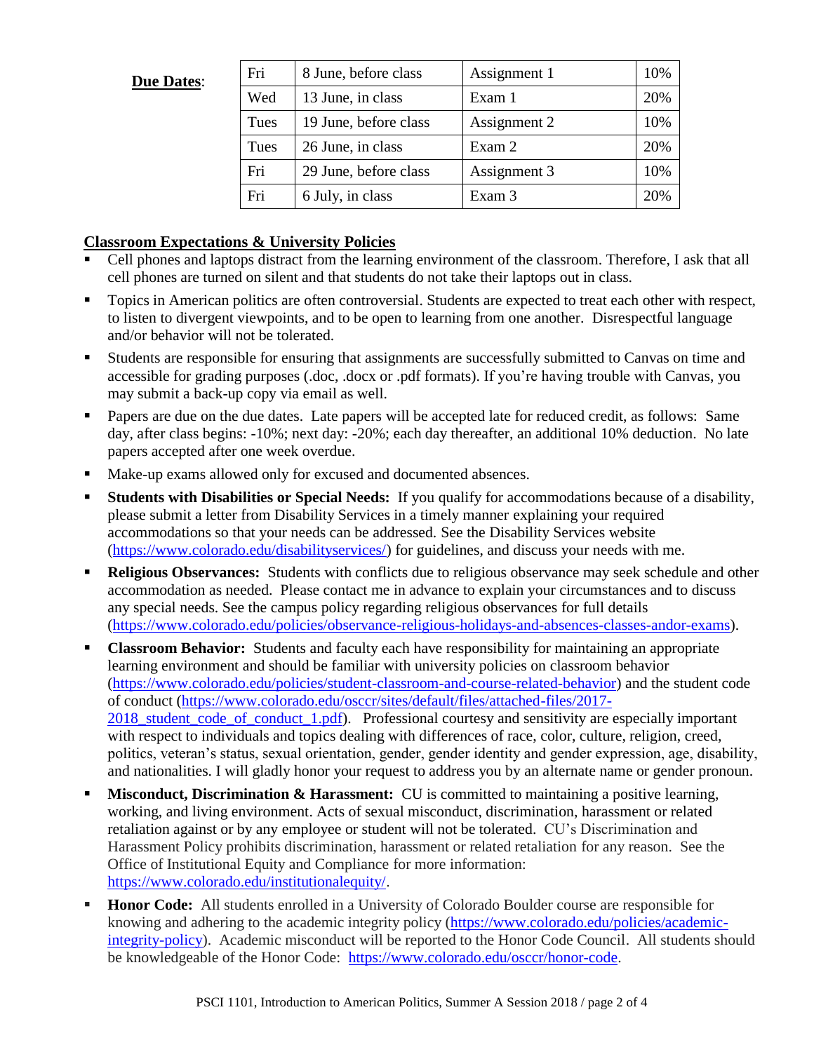**Due Dates**:

| Fri | 8 June, before class | Assignment 1 | 10% |
|---|---|---|---|
| Wed | 13 June, in class | Exam 1 | 20% |
| Tues | 19 June, before class | Assignment 2 | 10% |
| Tues | 26 June, in class | Exam 2 | 20% |
| Fri | 29 June, before class | Assignment 3 | 10% |
| Fri | 6 July, in class | Exam 3 | 20% |

**Classroom Expectations & University Policies**

- Cell phones and laptops distract from the learning environment of the classroom. Therefore, I ask that all cell phones are turned on silent and that students do not take their laptops out in class.
- Topics in American politics are often controversial. Students are expected to treat each other with respect, to listen to divergent viewpoints, and to be open to learning from one another. Disrespectful language and/or behavior will not be tolerated.
- Students are responsible for ensuring that assignments are successfully submitted to Canvas on time and accessible for grading purposes (.doc, .docx or .pdf formats). If you're having trouble with Canvas, you may submit a back-up copy via email as well.
- Papers are due on the due dates. Late papers will be accepted late for reduced credit, as follows: Same day, after class begins: -10%; next day: -20%; each day thereafter, an additional 10% deduction. No late papers accepted after one week overdue.
- Make-up exams allowed only for excused and documented absences.
- **Students with Disabilities or Special Needs:** If you qualify for accommodations because of a disability, please submit a letter from Disability Services in a timely manner explaining your required accommodations so that your needs can be addressed. See the Disability Services website (https://www.colorado.edu/disabilityservices/) for guidelines, and discuss your needs with me.
- **Religious Observances:** Students with conflicts due to religious observance may seek schedule and other accommodation as needed. Please contact me in advance to explain your circumstances and to discuss any special needs. See the campus policy regarding religious observances for full details (https://www.colorado.edu/policies/observance-religious-holidays-and-absences-classes-andor-exams).
- **Classroom Behavior:** Students and faculty each have responsibility for maintaining an appropriate learning environment and should be familiar with university policies on classroom behavior (https://www.colorado.edu/policies/student-classroom-and-course-related-behavior) and the student code of conduct (https://www.colorado.edu/osccr/sites/default/files/attached-files/2017-2018_student_code_of_conduct_1.pdf). Professional courtesy and sensitivity are especially important with respect to individuals and topics dealing with differences of race, color, culture, religion, creed, politics, veteran's status, sexual orientation, gender, gender identity and gender expression, age, disability, and nationalities. I will gladly honor your request to address you by an alternate name or gender pronoun.
- **Misconduct, Discrimination & Harassment:** CU is committed to maintaining a positive learning, working, and living environment. Acts of sexual misconduct, discrimination, harassment or related retaliation against or by any employee or student will not be tolerated. CU's Discrimination and Harassment Policy prohibits discrimination, harassment or related retaliation for any reason. See the Office of Institutional Equity and Compliance for more information: https://www.colorado.edu/institutionalequity/.
- **Honor Code:** All students enrolled in a University of Colorado Boulder course are responsible for knowing and adhering to the academic integrity policy (https://www.colorado.edu/policies/academic-integrity-policy). Academic misconduct will be reported to the Honor Code Council. All students should be knowledgeable of the Honor Code: https://www.colorado.edu/osccr/honor-code.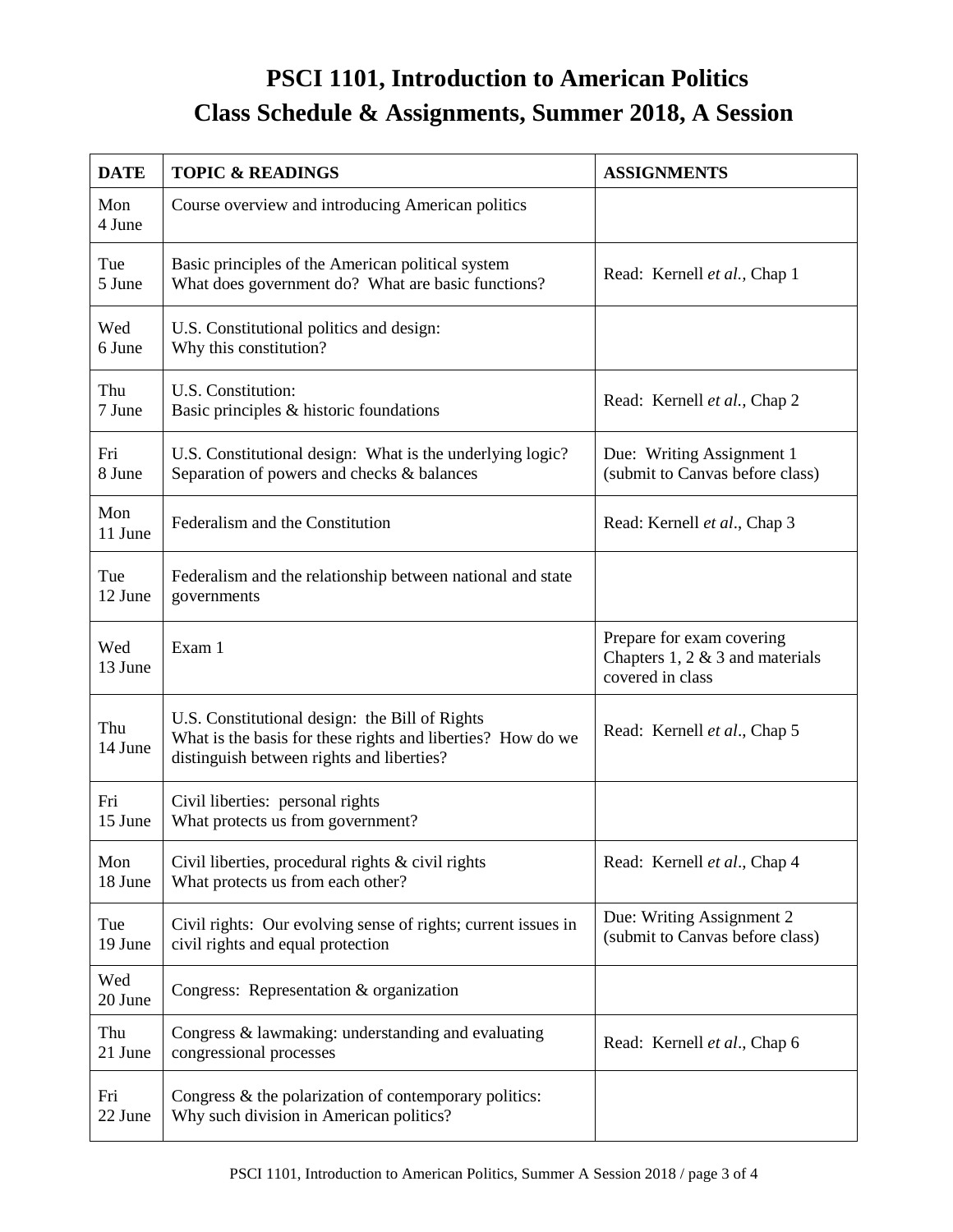# PSCI 1101, Introduction to American Politics
# Class Schedule & Assignments, Summer 2018, A Session

| DATE | TOPIC & READINGS | ASSIGNMENTS |
| --- | --- | --- |
| Mon 4 June | Course overview and introducing American politics | |
| Tue 5 June | Basic principles of the American political system<br>What does government do? What are basic functions? | Read: Kernell *et al.,* Chap 1 |
| Wed 6 June | U.S. Constitutional politics and design:<br>Why this constitution? | |
| Thu 7 June | U.S. Constitution:<br>Basic principles & historic foundations | Read: Kernell *et al.,* Chap 2 |
| Fri 8 June | U.S. Constitutional design: What is the underlying logic?<br>Separation of powers and checks & balances | Due: Writing Assignment 1 (submit to Canvas before class) |
| Mon 11 June | Federalism and the Constitution | Read: Kernell *et al*., Chap 3 |
| Tue 12 June | Federalism and the relationship between national and state governments | |
| Wed 13 June | Exam 1 | Prepare for exam covering Chapters 1, 2 & 3 and materials covered in class |
| Thu 14 June | U.S. Constitutional design: the Bill of Rights<br>What is the basis for these rights and liberties? How do we distinguish between rights and liberties? | Read: Kernell *et al*., Chap 5 |
| Fri 15 June | Civil liberties: personal rights<br>What protects us from government? | |
| Mon 18 June | Civil liberties, procedural rights & civil rights<br>What protects us from each other? | Read: Kernell *et al*., Chap 4 |
| Tue 19 June | Civil rights: Our evolving sense of rights; current issues in civil rights and equal protection | Due: Writing Assignment 2 (submit to Canvas before class) |
| Wed 20 June | Congress: Representation & organization | |
| Thu 21 June | Congress & lawmaking: understanding and evaluating congressional processes | Read: Kernell *et al*., Chap 6 |
| Fri 22 June | Congress & the polarization of contemporary politics:<br>Why such division in American politics? | |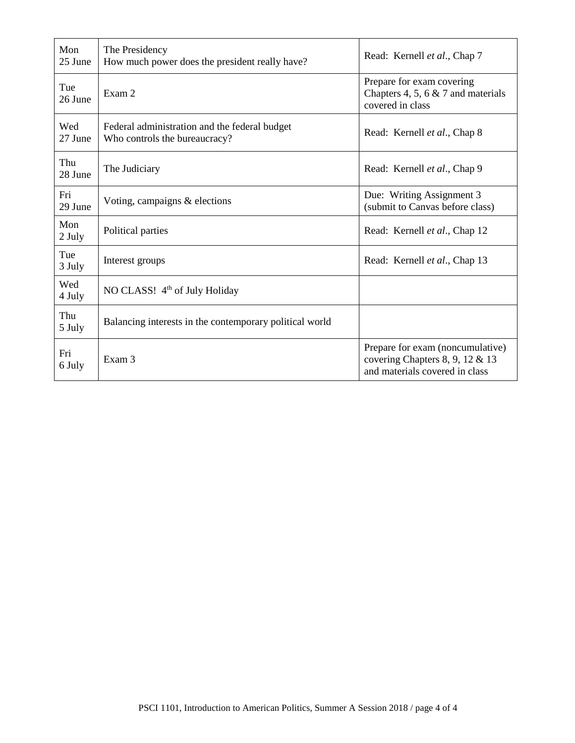| | | |
|---|---|---|
| Mon 25 June | The Presidency<br>How much power does the president really have? | Read: Kernell *et al*., Chap 7 |
| Tue 26 June | Exam 2 | Prepare for exam covering Chapters 4, 5, 6 & 7 and materials covered in class |
| Wed 27 June | Federal administration and the federal budget<br>Who controls the bureaucracy? | Read: Kernell *et al*., Chap 8 |
| Thu 28 June | The Judiciary | Read: Kernell *et al*., Chap 9 |
| Fri 29 June | Voting, campaigns & elections | Due: Writing Assignment 3 (submit to Canvas before class) |
| Mon 2 July | Political parties | Read: Kernell *et al*., Chap 12 |
| Tue 3 July | Interest groups | Read: Kernell *et al*., Chap 13 |
| Wed 4 July | NO CLASS! 4th of July Holiday | |
| Thu 5 July | Balancing interests in the contemporary political world | |
| Fri 6 July | Exam 3 | Prepare for exam (noncumulative) covering Chapters 8, 9, 12 & 13 and materials covered in class |